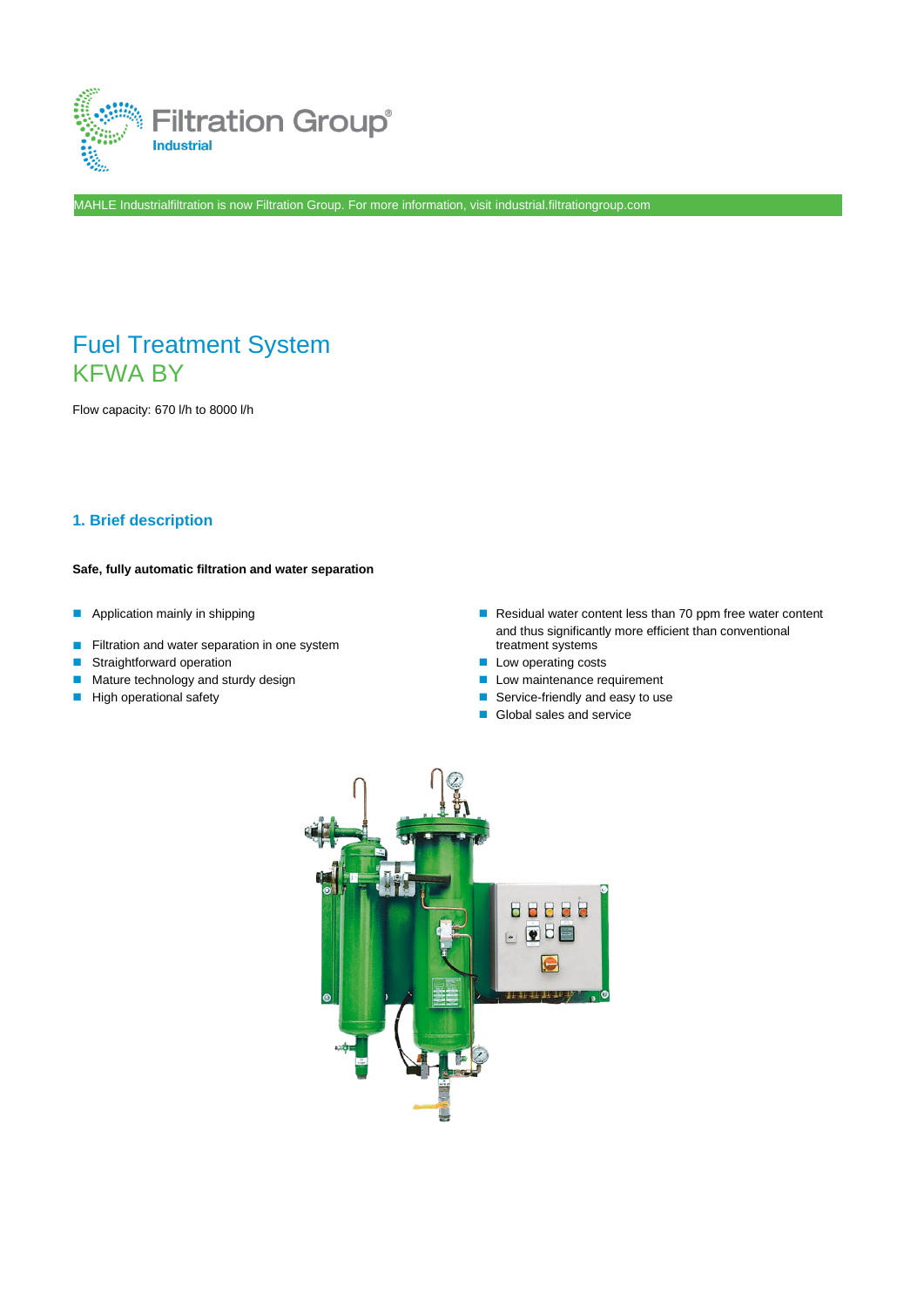Filtration Group
Industrial

MAHLE Industrialfiltration is now Filtration Group. For more information, visit industrial.filtrationgroup.com

# Fuel Treatment System
# KFWA BY

Flow capacity: 670 l/h to 8000 l/h

## 1. Brief description

**Safe, fully automatic filtration and water separation**

- Application mainly in shipping
- Filtration and water separation in one system
- Straightforward operation
- Mature technology and sturdy design
- High operational safety
- Residual water content less than 70 ppm free water content and thus significantly more efficient than conventional treatment systems
- Low operating costs
- Low maintenance requirement
- Service-friendly and easy to use
- Global sales and service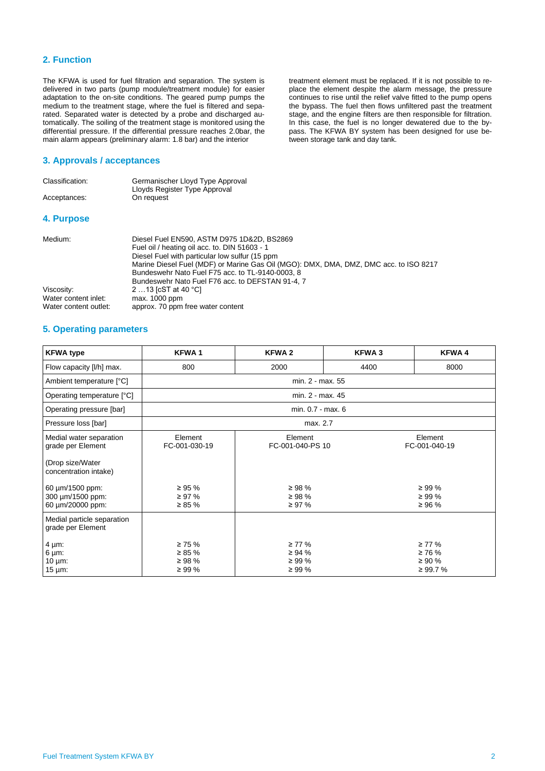## 2. Function

The KFWA is used for fuel filtration and separation. The system is delivered in two parts (pump module/treatment module) for easier adaptation to the on-site conditions. The geared pump pumps the medium to the treatment stage, where the fuel is filtered and separated. Separated water is detected by a probe and discharged automatically. The soiling of the treatment stage is monitored using the differential pressure. If the differential pressure reaches 2.0bar, the main alarm appears (preliminary alarm: 1.8 bar) and the interior treatment element must be replaced. If it is not possible to replace the element despite the alarm message, the pressure continues to rise until the relief valve fitted to the pump opens the bypass. The fuel then flows unfiltered past the treatment stage, and the engine filters are then responsible for filtration. In this case, the fuel is no longer dewatered due to the bypass. The KFWA BY system has been designed for use between storage tank and day tank.

## 3. Approvals / acceptances

| | |
|---|---|
| Classification: | Germanischer Lloyd Type Approval<br>Lloyds Register Type Approval |
| Acceptances: | On request |

## 4. Purpose

| | |
|---|---|
| Medium: | Diesel Fuel EN590, ASTM D975 1D&2D, BS2869<br>Fuel oil / heating oil acc. to. DIN 51603 - 1<br>Diesel Fuel with particular low sulfur (15 ppm<br>Marine Diesel Fuel (MDF) or Marine Gas Oil (MGO): DMX, DMA, DMZ, DMC acc. to ISO 8217<br>Bundeswehr Nato Fuel F75 acc. to TL-9140-0003, 8<br>Bundeswehr Nato Fuel F76 acc. to DEFSTAN 91-4, 7 |
| Viscosity: | 2 …13 [cST at 40 °C] |
| Water content inlet: | max. 1000 ppm |
| Water content outlet: | approx. 70 ppm free water content |

## 5. Operating parameters

| KFWA type | KFWA 1 | KFWA 2 | KFWA 3 | KFWA 4 |
|---|---|---|---|---|
| Flow capacity [l/h] max. | 800 | 2000 | 4400 | 8000 |
| Ambient temperature [°C] | min. 2 - max. 55 | | | |
| Operating temperature [°C] | min. 2 - max. 45 | | | |
| Operating pressure [bar] | min. 0.7 - max. 6 | | | |
| Pressure loss [bar] | max. 2.7 | | | |
| Medial water separation grade per Element<br><br>(Drop size/Water concentration intake) | Element FC-001-030-19 | Element FC-001-040-PS 10 | | Element FC-001-040-19 |
| 60 µm/1500 ppm:<br>300 µm/1500 ppm:<br>60 µm/20000 ppm: | ≥ 95 %<br>≥ 97 %<br>≥ 85 % | ≥ 98 %<br>≥ 98 %<br>≥ 97 % | | ≥ 99 %<br>≥ 99 %<br>≥ 96 % |
| Medial particle separation grade per Element | | | | |
| 4 µm:<br>6 µm:<br>10 µm:<br>15 µm: | ≥ 75 %<br>≥ 85 %<br>≥ 98 %<br>≥ 99 % | ≥ 77 %<br>≥ 94 %<br>≥ 99 %<br>≥ 99 % | | ≥ 77 %<br>≥ 76 %<br>≥ 90 %<br>≥ 99.7 % |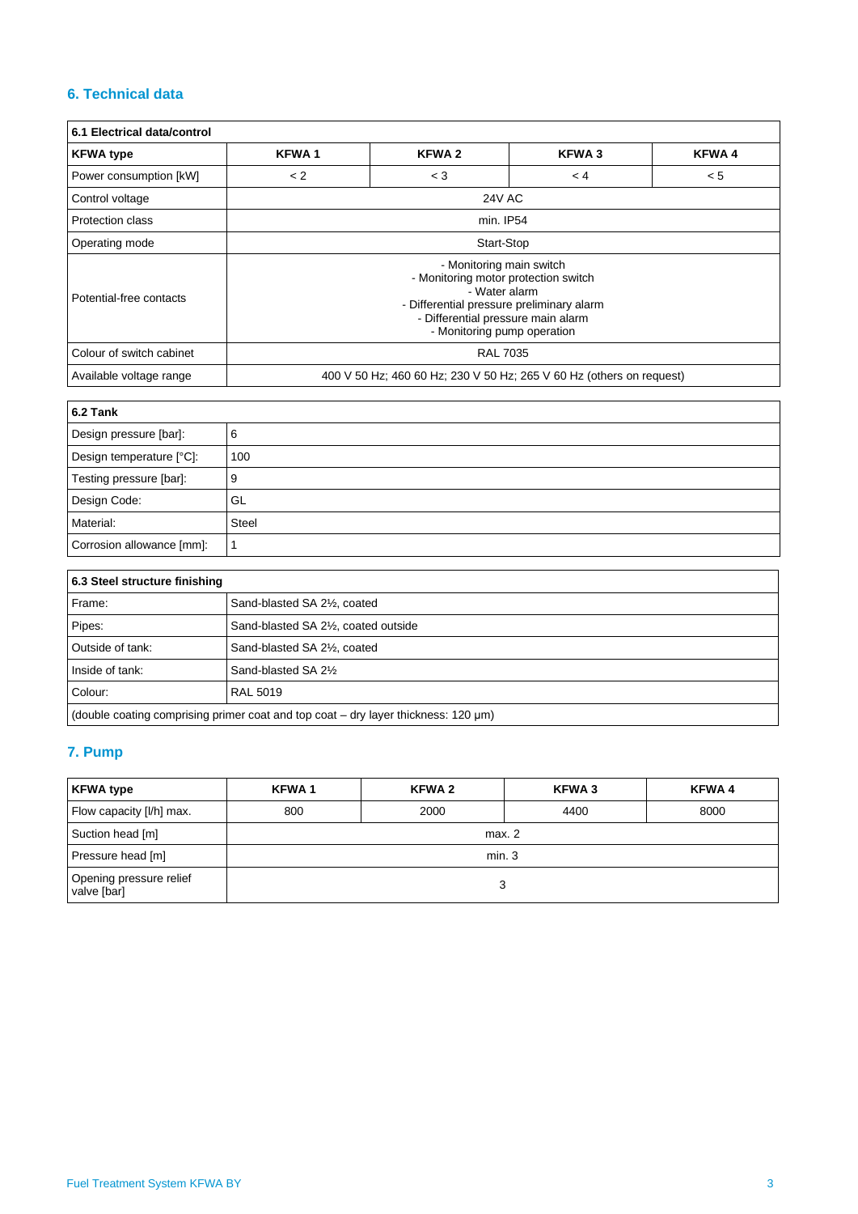## 6. Technical data

| 6.1 Electrical data/control | | | | |
|---|---|---|---|---|
| **KFWA type** | **KFWA 1** | **KFWA 2** | **KFWA 3** | **KFWA 4** |
| Power consumption [kW] | < 2 | < 3 | < 4 | < 5 |
| Control voltage | 24V AC | | | |
| Protection class | min. IP54 | | | |
| Operating mode | Start-Stop | | | |
| Potential-free contacts | - Monitoring main switch<br>- Monitoring motor protection switch<br>- Water alarm<br>- Differential pressure preliminary alarm<br>- Differential pressure main alarm<br>- Monitoring pump operation | | | |
| Colour of switch cabinet | RAL 7035 | | | |
| Available voltage range | 400 V 50 Hz; 460 60 Hz; 230 V 50 Hz; 265 V 60 Hz (others on request) | | | |

| 6.2 Tank | |
|---|---|
| Design pressure [bar]: | 6 |
| Design temperature [°C]: | 100 |
| Testing pressure [bar]: | 9 |
| Design Code: | GL |
| Material: | Steel |
| Corrosion allowance [mm]: | 1 |

| 6.3 Steel structure finishing | |
|---|---|
| Frame: | Sand-blasted SA 2½, coated |
| Pipes: | Sand-blasted SA 2½, coated outside |
| Outside of tank: | Sand-blasted SA 2½, coated |
| Inside of tank: | Sand-blasted SA 2½ |
| Colour: | RAL 5019 |
| (double coating comprising primer coat and top coat – dry layer thickness: 120 µm) | |

## 7. Pump

| KFWA type | KFWA 1 | KFWA 2 | KFWA 3 | KFWA 4 |
|---|---|---|---|---|
| Flow capacity [l/h] max. | 800 | 2000 | 4400 | 8000 |
| Suction head [m] | max. 2 | | | |
| Pressure head [m] | min. 3 | | | |
| Opening pressure relief valve [bar] | 3 | | | |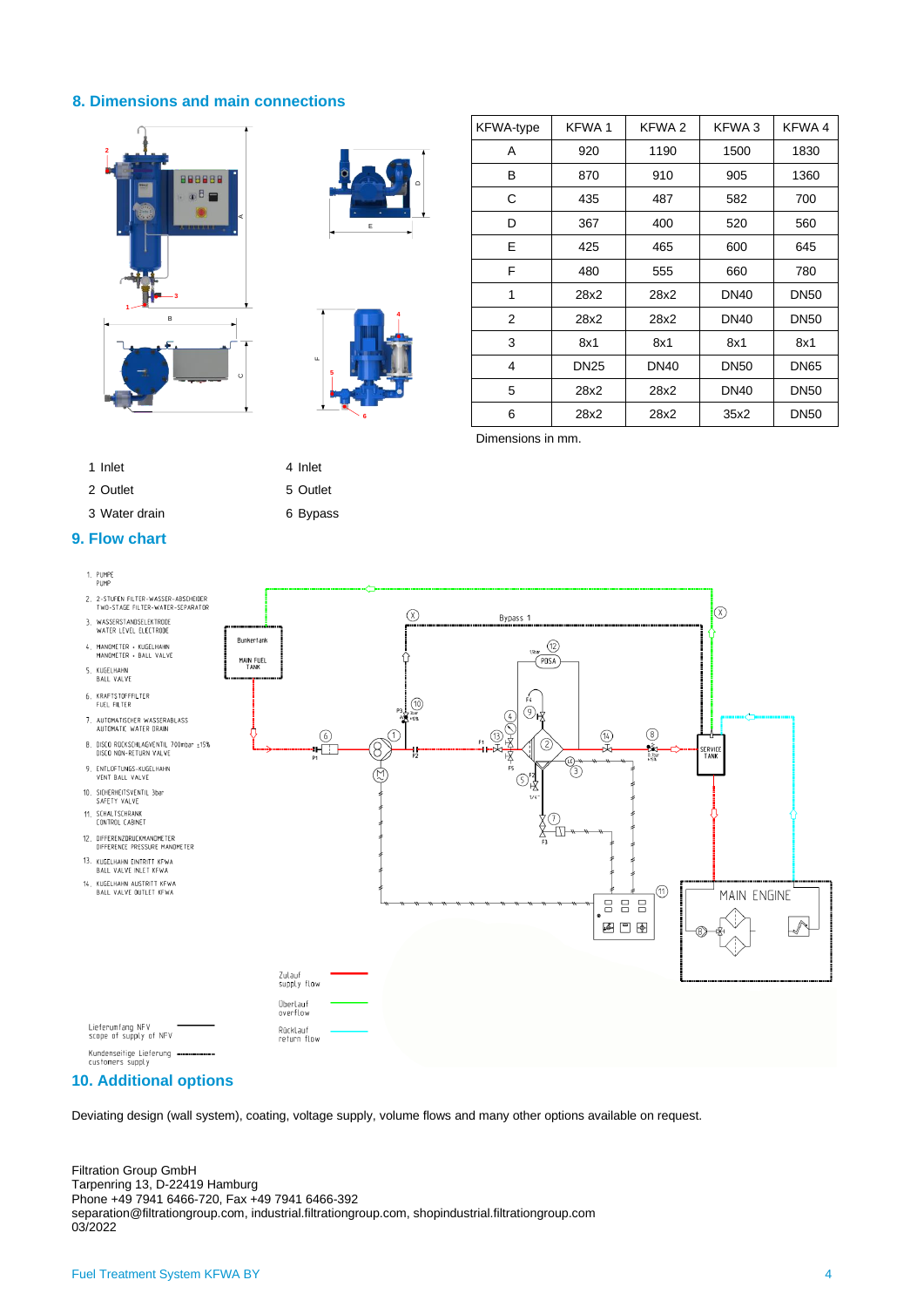## 8. Dimensions and main connections

| KFWA-type | KFWA 1 | KFWA 2 | KFWA 3 | KFWA 4 |
|---|---|---|---|---|
| A | 920 | 1190 | 1500 | 1830 |
| B | 870 | 910 | 905 | 1360 |
| C | 435 | 487 | 582 | 700 |
| D | 367 | 400 | 520 | 560 |
| E | 425 | 465 | 600 | 645 |
| F | 480 | 555 | 660 | 780 |
| 1 | 28x2 | 28x2 | DN40 | DN50 |
| 2 | 28x2 | 28x2 | DN40 | DN50 |
| 3 | 8x1 | 8x1 | 8x1 | 8x1 |
| 4 | DN25 | DN40 | DN50 | DN65 |
| 5 | 28x2 | 28x2 | DN40 | DN50 |
| 6 | 28x2 | 28x2 | 35x2 | DN50 |

Dimensions in mm.

1 Inlet
2 Outlet
3 Water drain

4 Inlet
5 Outlet
6 Bypass

## 9. Flow chart

1. PUMPE
PUMP
2. 2-STUFEN FILTER-WASSER-ABSCHEIDER
TWO-STAGE FILTER-WATER-SEPARATOR
3. WASSERSTANDSELEKTRODE
WATER LEVEL ELECTRODE
4. MANOMETER + KUGELHAHN
MANOMETER + BALL VALVE
5. KUGELHAHN
BALL VALVE
6. KRAFTSTOFFFILTER
FUEL FILTER
7. AUTOMATISCHER WASSERABLASS
AUTOMATIC WATER DRAIN
8. DISCO RÜCKSCHLAGVENTIL 700mbar ±15%
DISCO NON-RETURN VALVE
9. ENTLÜFTUNGS-KUGELHAHN
VENT BALL VALVE
10. SICHERHEITSVENTIL 3bar
SAFETY VALVE
11. SCHALTSCHRANK
CONTROL CABINET
12. DIFFERENZDRUCKMANOMETER
DIFFERENCE PRESSURE MANOMETER
13. KUGELHAHN EINTRITT KFWA
BALL VALVE INLET KFWA
14. KUGELHAHN AUSTRITT KFWA
BALL VALVE OUTLET KFWA

Bunkertank
MAIN FUEL TANK
Bypass 1
PDSA
SERVICE TANK
MAIN ENGINE

Zulauf
supply flow
Überlauf
overflow
Rücklauf
return flow

Lieferumfang NFV
scope of supply of NFV
Kundenseitige Lieferung
customers supply

## 10. Additional options

Deviating design (wall system), coating, voltage supply, volume flows and many other options available on request.

Filtration Group GmbH
Tarpenring 13, D-22419 Hamburg
Phone +49 7941 6466-720, Fax +49 7941 6466-392
separation@filtrationgroup.com, industrial.filtrationgroup.com, shopindustrial.filtrationgroup.com
03/2022